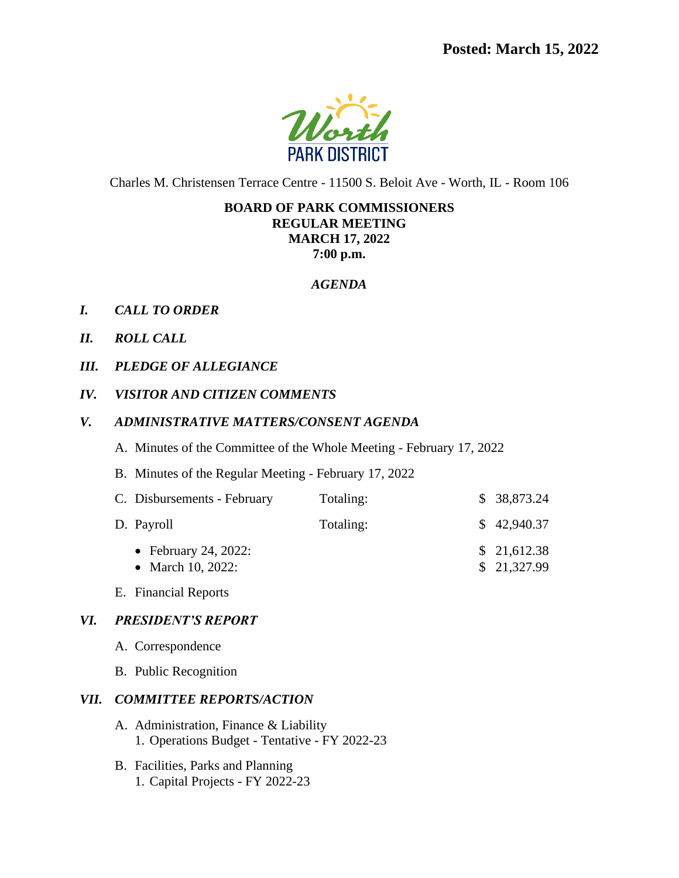**Posted: March 15, 2022**

Worth PARK DISTRICT

Charles M. Christensen Terrace Centre - 11500 S. Beloit Ave - Worth, IL - Room 106

**BOARD OF PARK COMMISSIONERS**
**REGULAR MEETING**
**MARCH 17, 2022**
**7:00 p.m.**

***AGENDA***

***I. CALL TO ORDER***

***II. ROLL CALL***

***III. PLEDGE OF ALLEGIANCE***

***IV. VISITOR AND CITIZEN COMMENTS***

***V. ADMINISTRATIVE MATTERS/CONSENT AGENDA***

A. Minutes of the Committee of the Whole Meeting - February 17, 2022

B. Minutes of the Regular Meeting - February 17, 2022

C. Disbursements - February Totaling: $ 38,873.24

D. Payroll Totaling: $ 42,940.37

- February 24, 2022: $ 21,612.38
- March 10, 2022: $ 21,327.99

E. Financial Reports

***VI. PRESIDENT'S REPORT***

A. Correspondence

B. Public Recognition

***VII. COMMITTEE REPORTS/ACTION***

A. Administration, Finance & Liability
   1. Operations Budget - Tentative - FY 2022-23

B. Facilities, Parks and Planning
   1. Capital Projects - FY 2022-23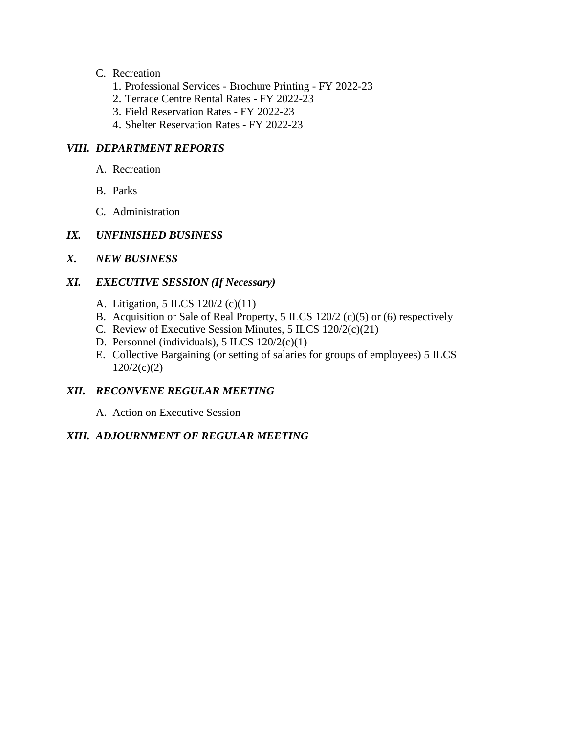C. Recreation
   1. Professional Services - Brochure Printing - FY 2022-23
   2. Terrace Centre Rental Rates - FY 2022-23
   3. Field Reservation Rates - FY 2022-23
   4. Shelter Reservation Rates - FY 2022-23

## *VIII. DEPARTMENT REPORTS*

A. Recreation

B. Parks

C. Administration

## *IX. UNFINISHED BUSINESS*

## *X. NEW BUSINESS*

## *XI. EXECUTIVE SESSION (If Necessary)*

A. Litigation, 5 ILCS 120/2 (c)(11)
B. Acquisition or Sale of Real Property, 5 ILCS 120/2 (c)(5) or (6) respectively
C. Review of Executive Session Minutes, 5 ILCS 120/2(c)(21)
D. Personnel (individuals), 5 ILCS 120/2(c)(1)
E. Collective Bargaining (or setting of salaries for groups of employees) 5 ILCS 120/2(c)(2)

## *XII. RECONVENE REGULAR MEETING*

A. Action on Executive Session

## *XIII. ADJOURNMENT OF REGULAR MEETING*